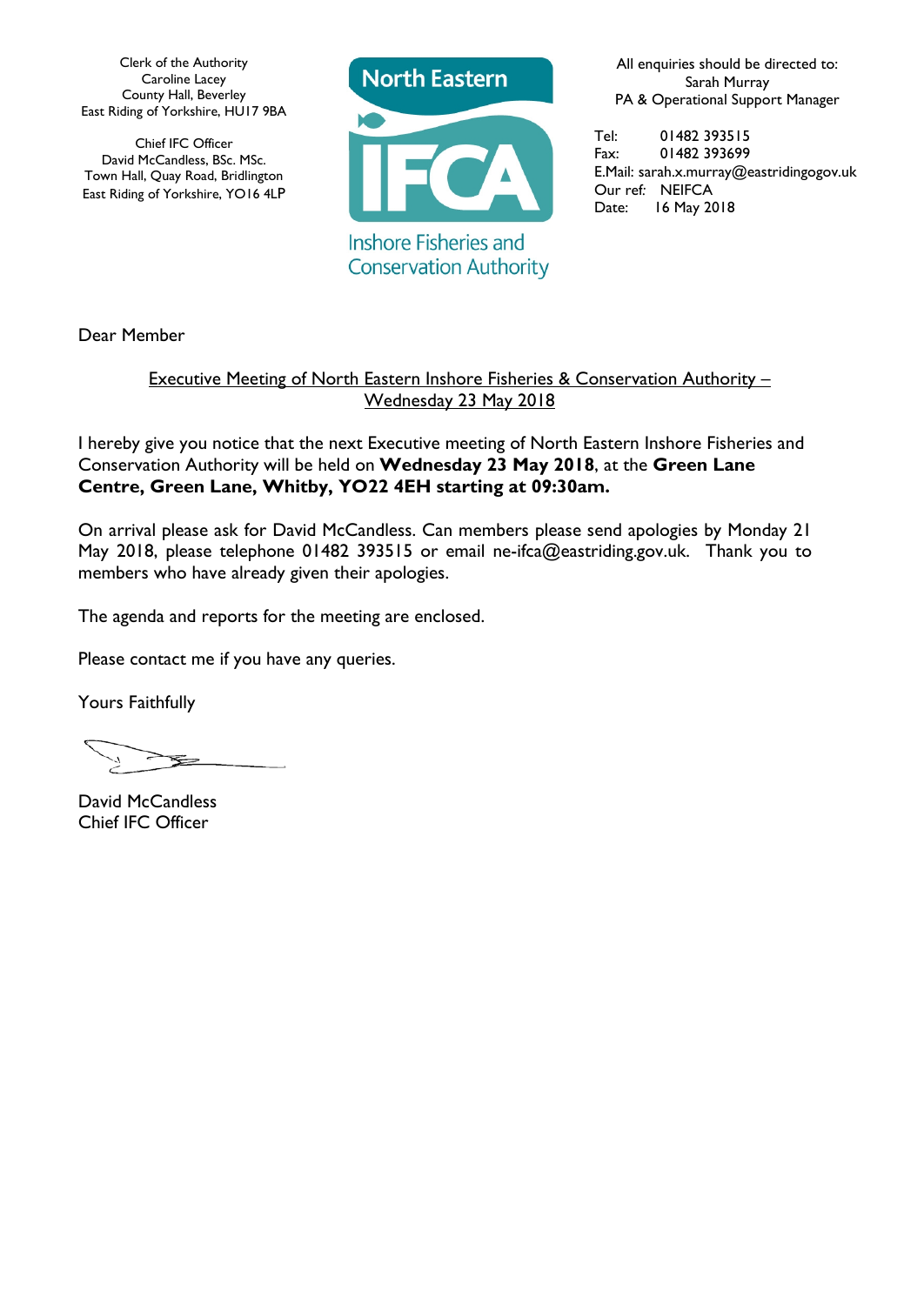Clerk of the Authority
Caroline Lacey
County Hall, Beverley
East Riding of Yorkshire, HU17 9BA

Chief IFC Officer
David McCandless, BSc. MSc.
Town Hall, Quay Road, Bridlington
East Riding of Yorkshire, YO16 4LP

North Eastern IFCA
Inshore Fisheries and Conservation Authority

All enquiries should be directed to:
Sarah Murray
PA & Operational Support Manager

Tel: 01482 393515
Fax: 01482 393699
E.Mail: sarah.x.murray@eastridingogov.uk
Our ref: NEIFCA
Date: 16 May 2018

Dear Member

Executive Meeting of North Eastern Inshore Fisheries & Conservation Authority – Wednesday 23 May 2018

I hereby give you notice that the next Executive meeting of North Eastern Inshore Fisheries and Conservation Authority will be held on **Wednesday 23 May 2018**, at the **Green Lane Centre, Green Lane, Whitby, YO22 4EH starting at 09:30am.**

On arrival please ask for David McCandless. Can members please send apologies by Monday 21 May 2018, please telephone 01482 393515 or email ne-ifca@eastriding.gov.uk. Thank you to members who have already given their apologies.

The agenda and reports for the meeting are enclosed.

Please contact me if you have any queries.

Yours Faithfully

David McCandless
Chief IFC Officer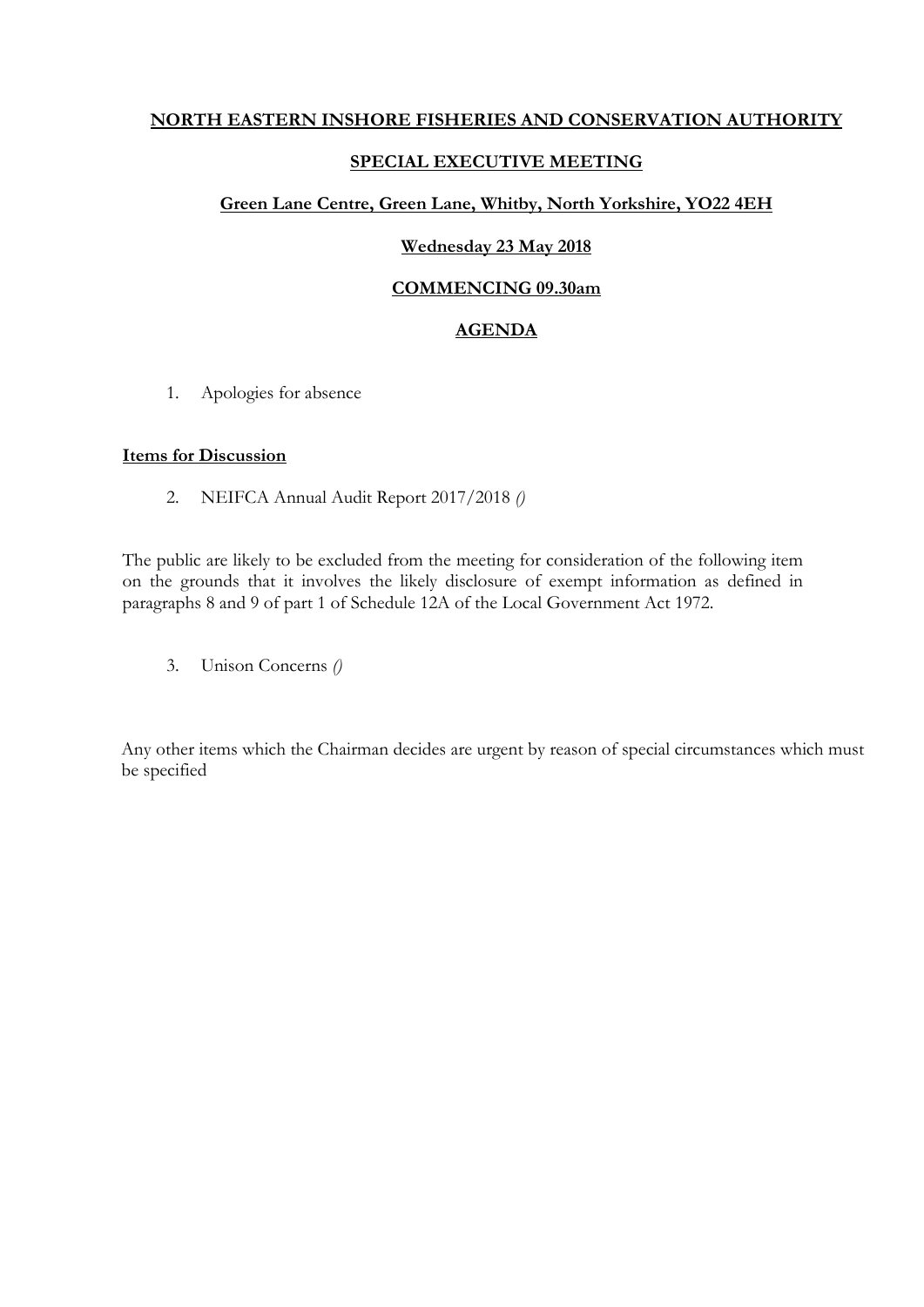**NORTH EASTERN INSHORE FISHERIES AND CONSERVATION AUTHORITY**

**SPECIAL EXECUTIVE MEETING**

**Green Lane Centre, Green Lane, Whitby, North Yorkshire, YO22 4EH**

**Wednesday 23 May 2018**

**COMMENCING 09.30am**

**AGENDA**

1. Apologies for absence

**Items for Discussion**

2. NEIFCA Annual Audit Report 2017/2018 *()*

The public are likely to be excluded from the meeting for consideration of the following item on the grounds that it involves the likely disclosure of exempt information as defined in paragraphs 8 and 9 of part 1 of Schedule 12A of the Local Government Act 1972.

3. Unison Concerns *()*

Any other items which the Chairman decides are urgent by reason of special circumstances which must be specified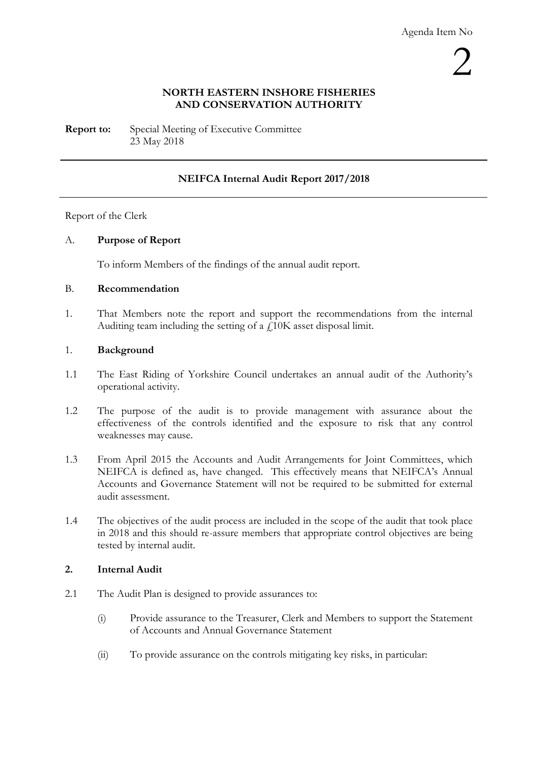Agenda Item No

2

**NORTH EASTERN INSHORE FISHERIES AND CONSERVATION AUTHORITY**

**Report to:** Special Meeting of Executive Committee
23 May 2018

---

**NEIFCA Internal Audit Report 2017/2018**

---

Report of the Clerk

A. **Purpose of Report**

To inform Members of the findings of the annual audit report.

B. **Recommendation**

1. That Members note the report and support the recommendations from the internal Auditing team including the setting of a £10K asset disposal limit.

1. **Background**

1.1 The East Riding of Yorkshire Council undertakes an annual audit of the Authority's operational activity.

1.2 The purpose of the audit is to provide management with assurance about the effectiveness of the controls identified and the exposure to risk that any control weaknesses may cause.

1.3 From April 2015 the Accounts and Audit Arrangements for Joint Committees, which NEIFCA is defined as, have changed. This effectively means that NEIFCA's Annual Accounts and Governance Statement will not be required to be submitted for external audit assessment.

1.4 The objectives of the audit process are included in the scope of the audit that took place in 2018 and this should re-assure members that appropriate control objectives are being tested by internal audit.

**2. Internal Audit**

2.1 The Audit Plan is designed to provide assurances to:

(i) Provide assurance to the Treasurer, Clerk and Members to support the Statement of Accounts and Annual Governance Statement

(ii) To provide assurance on the controls mitigating key risks, in particular: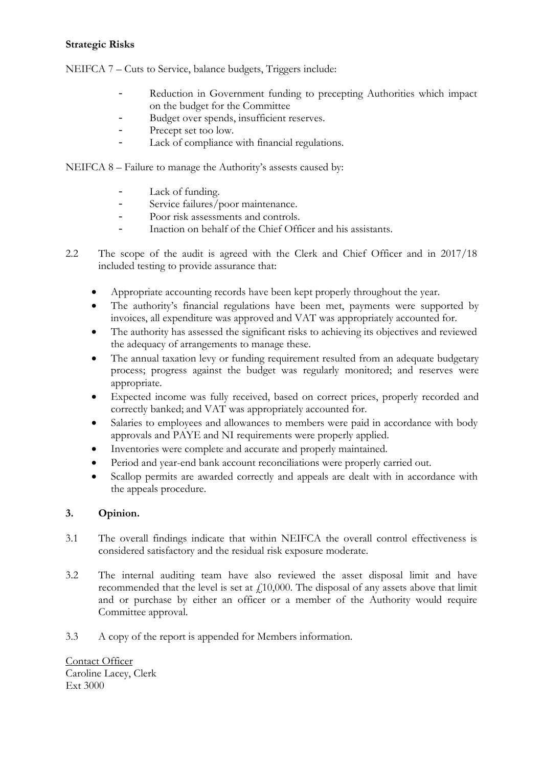**Strategic Risks**

NEIFCA 7 – Cuts to Service, balance budgets, Triggers include:

- Reduction in Government funding to precepting Authorities which impact on the budget for the Committee
- Budget over spends, insufficient reserves.
- Precept set too low.
- Lack of compliance with financial regulations.

NEIFCA 8 – Failure to manage the Authority's assests caused by:

- Lack of funding.
- Service failures/poor maintenance.
- Poor risk assessments and controls.
- Inaction on behalf of the Chief Officer and his assistants.

2.2 The scope of the audit is agreed with the Clerk and Chief Officer and in 2017/18 included testing to provide assurance that:

- Appropriate accounting records have been kept properly throughout the year.
- The authority's financial regulations have been met, payments were supported by invoices, all expenditure was approved and VAT was appropriately accounted for.
- The authority has assessed the significant risks to achieving its objectives and reviewed the adequacy of arrangements to manage these.
- The annual taxation levy or funding requirement resulted from an adequate budgetary process; progress against the budget was regularly monitored; and reserves were appropriate.
- Expected income was fully received, based on correct prices, properly recorded and correctly banked; and VAT was appropriately accounted for.
- Salaries to employees and allowances to members were paid in accordance with body approvals and PAYE and NI requirements were properly applied.
- Inventories were complete and accurate and properly maintained.
- Period and year-end bank account reconciliations were properly carried out.
- Scallop permits are awarded correctly and appeals are dealt with in accordance with the appeals procedure.

## 3. Opinion.

3.1 The overall findings indicate that within NEIFCA the overall control effectiveness is considered satisfactory and the residual risk exposure moderate.

3.2 The internal auditing team have also reviewed the asset disposal limit and have recommended that the level is set at £10,000. The disposal of any assets above that limit and or purchase by either an officer or a member of the Authority would require Committee approval.

3.3 A copy of the report is appended for Members information.

Contact Officer
Caroline Lacey, Clerk
Ext 3000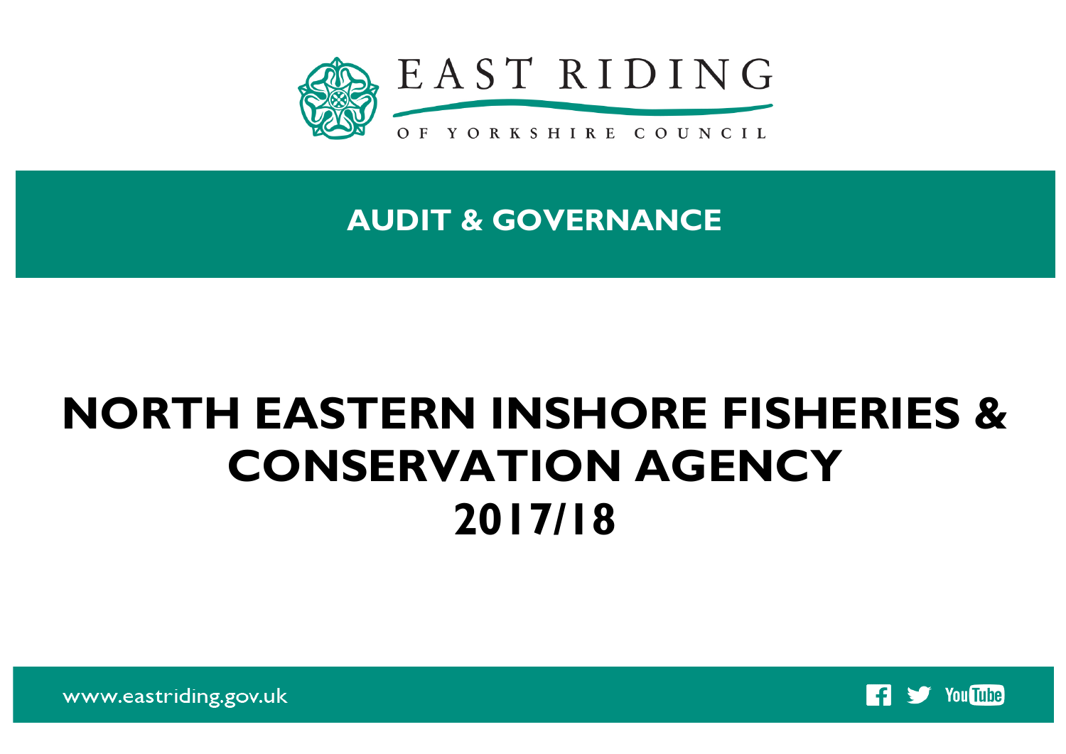EAST RIDING

OF YORKSHIRE COUNCIL

## AUDIT & GOVERNANCE

# NORTH EASTERN INSHORE FISHERIES & CONSERVATION AGENCY 2017/18

www.eastriding.gov.uk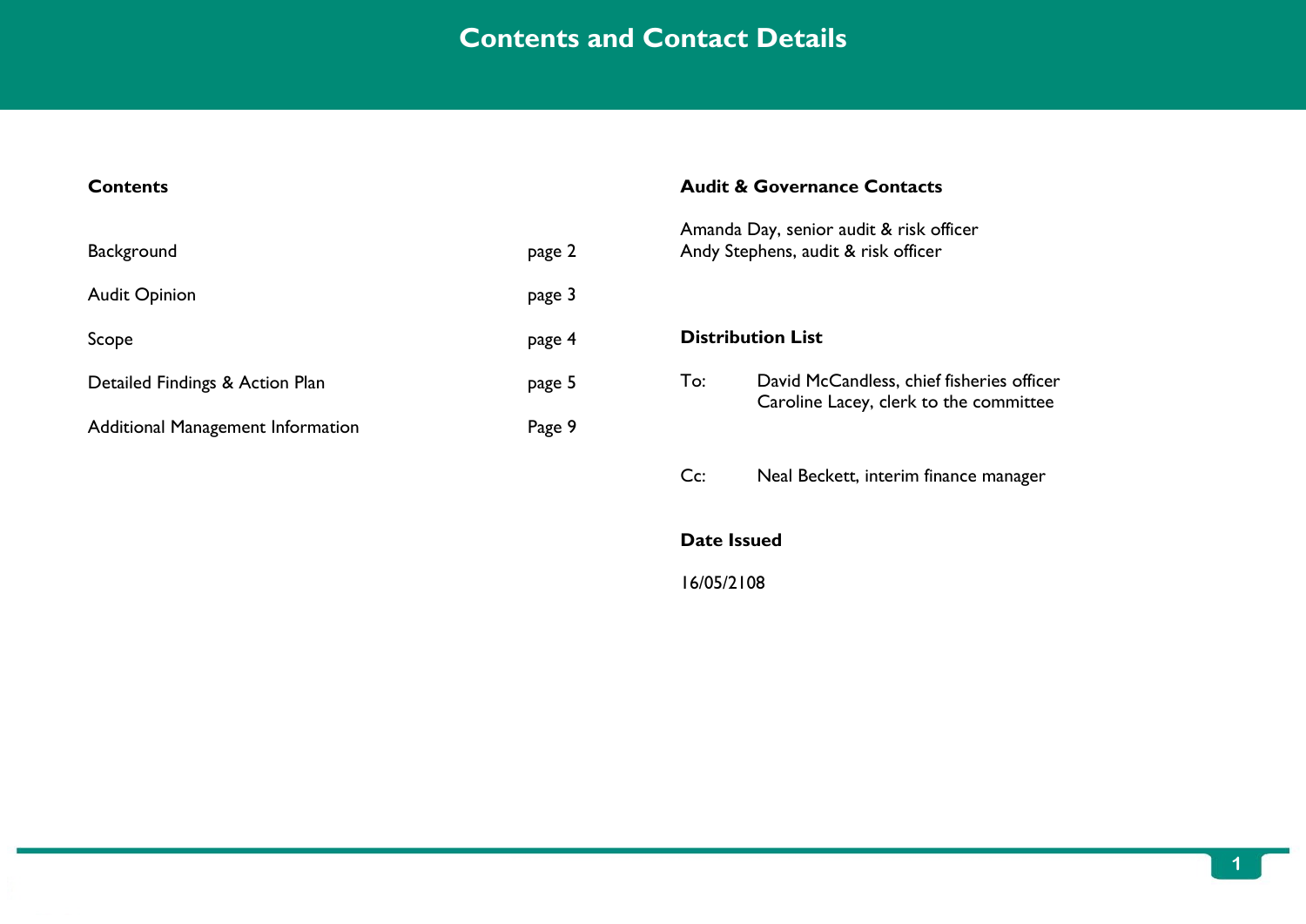# Contents and Contact Details

## Contents

| | |
|---|---|
| Background | page 2 |
| Audit Opinion | page 3 |
| Scope | page 4 |
| Detailed Findings & Action Plan | page 5 |
| Additional Management Information | Page 9 |

## Audit & Governance Contacts

Amanda Day, senior audit & risk officer
Andy Stephens, audit & risk officer

## Distribution List

To: David McCandless, chief fisheries officer
Caroline Lacey, clerk to the committee

Cc: Neal Beckett, interim finance manager

## Date Issued

16/05/2108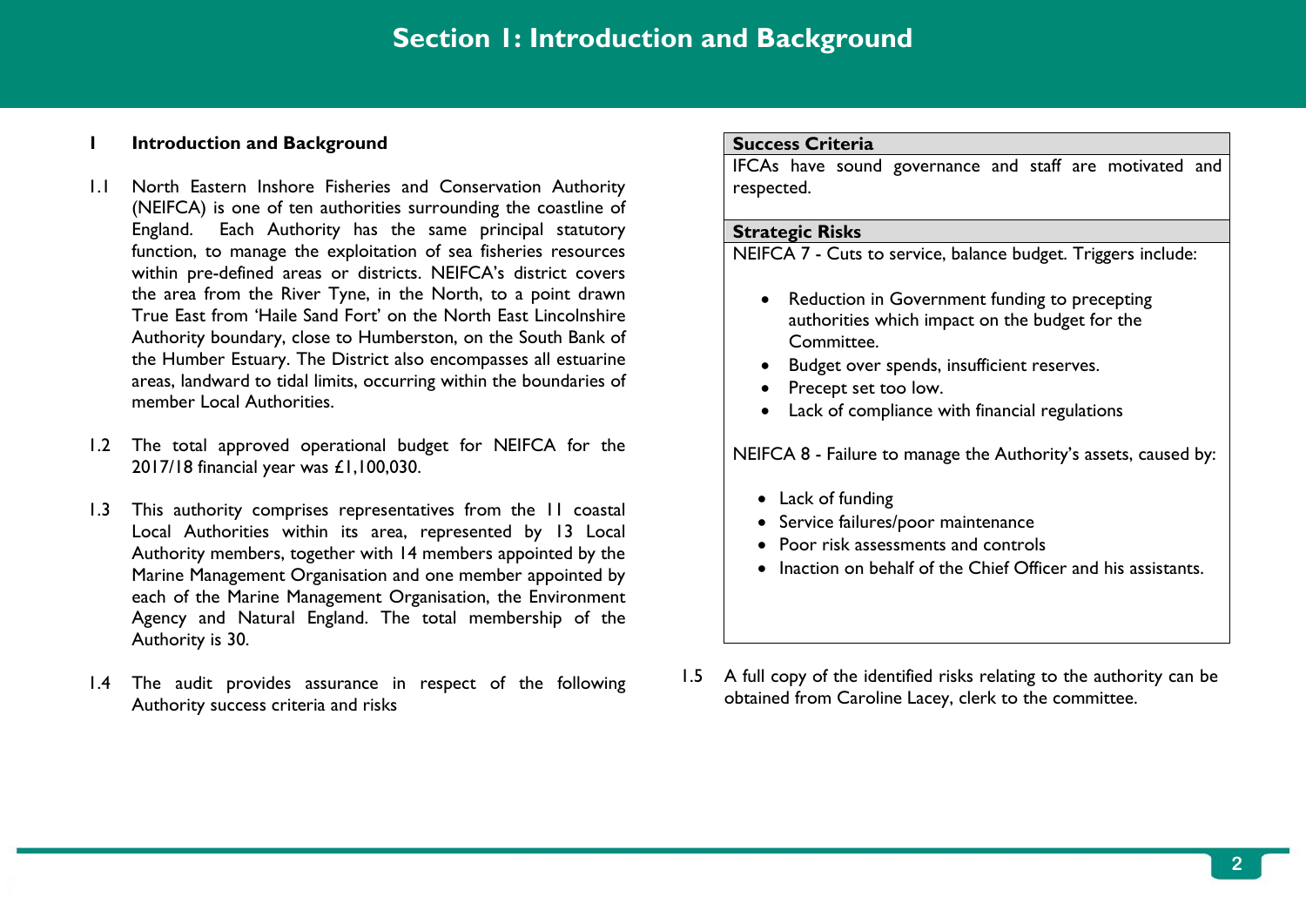# Section 1: Introduction and Background

## 1 Introduction and Background

1.1 North Eastern Inshore Fisheries and Conservation Authority (NEIFCA) is one of ten authorities surrounding the coastline of England. Each Authority has the same principal statutory function, to manage the exploitation of sea fisheries resources within pre-defined areas or districts. NEIFCA's district covers the area from the River Tyne, in the North, to a point drawn True East from 'Haile Sand Fort' on the North East Lincolnshire Authority boundary, close to Humberston, on the South Bank of the Humber Estuary. The District also encompasses all estuarine areas, landward to tidal limits, occurring within the boundaries of member Local Authorities.

1.2 The total approved operational budget for NEIFCA for the 2017/18 financial year was £1,100,030.

1.3 This authority comprises representatives from the 11 coastal Local Authorities within its area, represented by 13 Local Authority members, together with 14 members appointed by the Marine Management Organisation and one member appointed by each of the Marine Management Organisation, the Environment Agency and Natural England. The total membership of the Authority is 30.

1.4 The audit provides assurance in respect of the following Authority success criteria and risks

| **Success Criteria** |
| --- |
| IFCAs have sound governance and staff are motivated and respected. |
| **Strategic Risks** |
| NEIFCA 7 - Cuts to service, balance budget. Triggers include:<br><br>• Reduction in Government funding to precepting authorities which impact on the budget for the Committee.<br>• Budget over spends, insufficient reserves.<br>• Precept set too low.<br>• Lack of compliance with financial regulations<br><br>NEIFCA 8 - Failure to manage the Authority's assets, caused by:<br><br>• Lack of funding<br>• Service failures/poor maintenance<br>• Poor risk assessments and controls<br>• Inaction on behalf of the Chief Officer and his assistants. |

1.5 A full copy of the identified risks relating to the authority can be obtained from Caroline Lacey, clerk to the committee.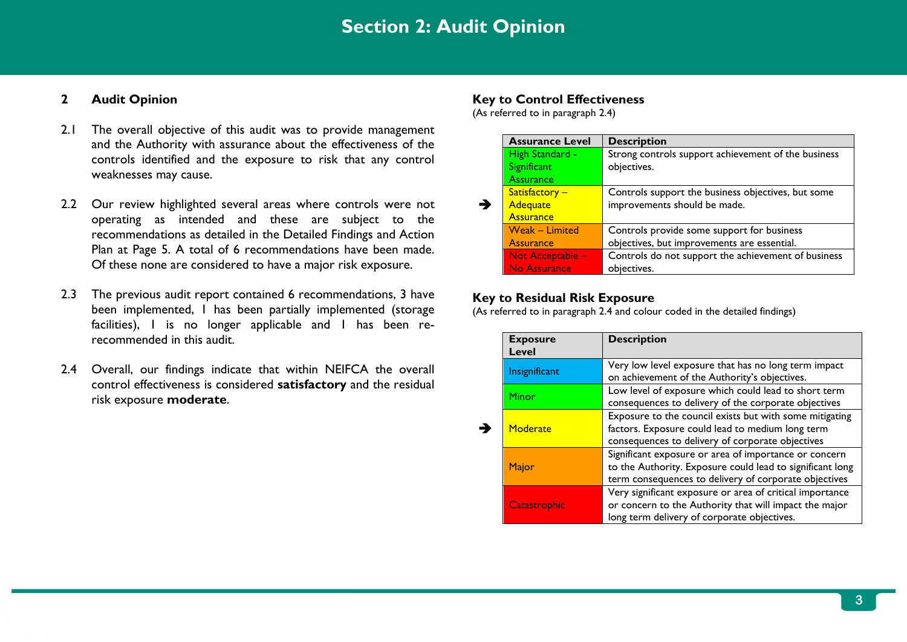# Section 2: Audit Opinion

## 2 Audit Opinion

2.1 The overall objective of this audit was to provide management and the Authority with assurance about the effectiveness of the controls identified and the exposure to risk that any control weaknesses may cause.

2.2 Our review highlighted several areas where controls were not operating as intended and these are subject to the recommendations as detailed in the Detailed Findings and Action Plan at Page 5. A total of 6 recommendations have been made. Of these none are considered to have a major risk exposure.

2.3 The previous audit report contained 6 recommendations, 3 have been implemented, 1 has been partially implemented (storage facilities), 1 is no longer applicable and 1 has been re-recommended in this audit.

2.4 Overall, our findings indicate that within NEIFCA the overall control effectiveness is considered **satisfactory** and the residual risk exposure **moderate**.

### Key to Control Effectiveness

(As referred to in paragraph 2.4)

| | Assurance Level | Description |
|---|---|---|
| | High Standard - Significant Assurance | Strong controls support achievement of the business objectives. |
| ➔ | Satisfactory – Adequate Assurance | Controls support the business objectives, but some improvements should be made. |
| | Weak – Limited Assurance | Controls provide some support for business objectives, but improvements are essential. |
| | Not Acceptable – No Assurance | Controls do not support the achievement of business objectives. |

### Key to Residual Risk Exposure

(As referred to in paragraph 2.4 and colour coded in the detailed findings)

| | Exposure Level | Description |
|---|---|---|
| | Insignificant | Very low level exposure that has no long term impact on achievement of the Authority's objectives. |
| | Minor | Low level of exposure which could lead to short term consequences to delivery of the corporate objectives |
| ➔ | Moderate | Exposure to the council exists but with some mitigating factors. Exposure could lead to medium long term consequences to delivery of corporate objectives |
| | Major | Significant exposure or area of importance or concern to the Authority. Exposure could lead to significant long term consequences to delivery of corporate objectives |
| | Catastrophic | Very significant exposure or area of critical importance or concern to the Authority that will impact the major long term delivery of corporate objectives. |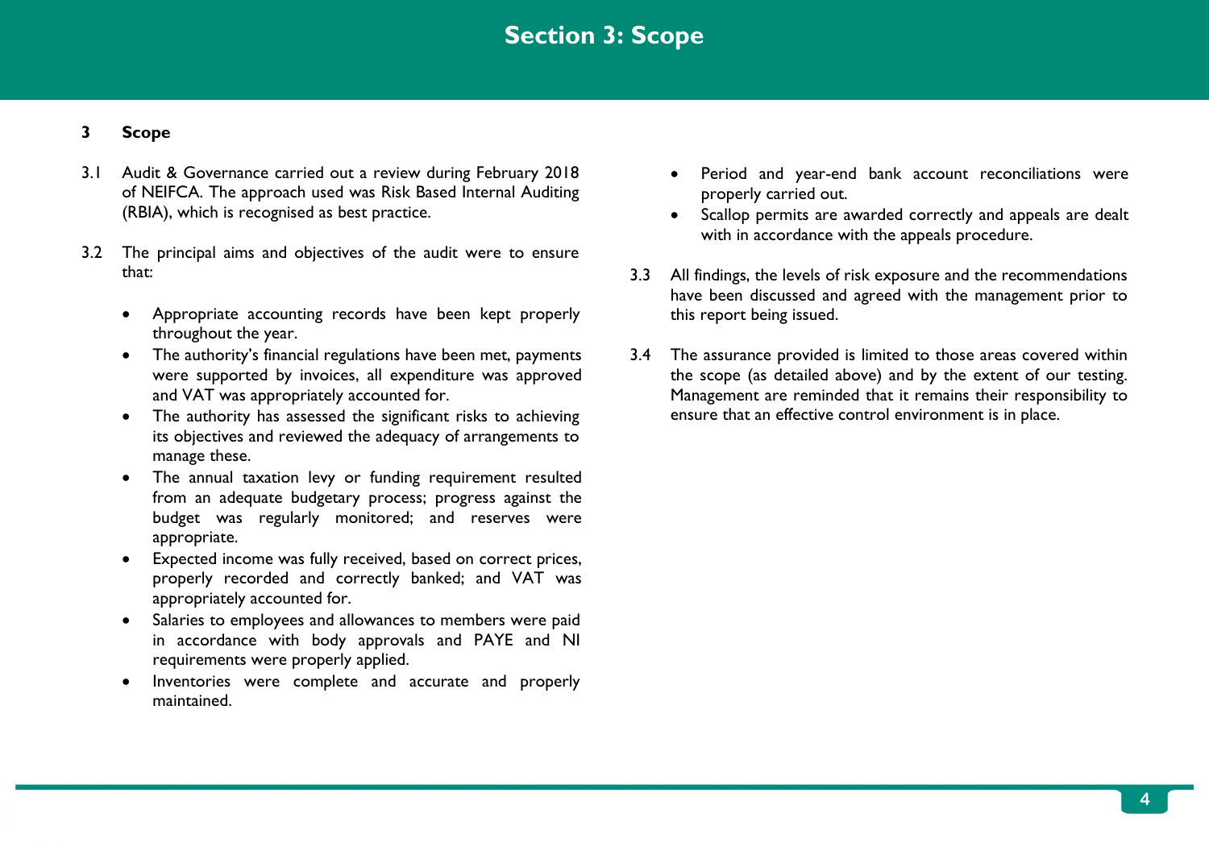# Section 3: Scope

## 3 Scope

3.1 Audit & Governance carried out a review during February 2018 of NEIFCA. The approach used was Risk Based Internal Auditing (RBIA), which is recognised as best practice.

3.2 The principal aims and objectives of the audit were to ensure that:

- Appropriate accounting records have been kept properly throughout the year.
- The authority's financial regulations have been met, payments were supported by invoices, all expenditure was approved and VAT was appropriately accounted for.
- The authority has assessed the significant risks to achieving its objectives and reviewed the adequacy of arrangements to manage these.
- The annual taxation levy or funding requirement resulted from an adequate budgetary process; progress against the budget was regularly monitored; and reserves were appropriate.
- Expected income was fully received, based on correct prices, properly recorded and correctly banked; and VAT was appropriately accounted for.
- Salaries to employees and allowances to members were paid in accordance with body approvals and PAYE and NI requirements were properly applied.
- Inventories were complete and accurate and properly maintained.
- Period and year-end bank account reconciliations were properly carried out.
- Scallop permits are awarded correctly and appeals are dealt with in accordance with the appeals procedure.

3.3 All findings, the levels of risk exposure and the recommendations have been discussed and agreed with the management prior to this report being issued.

3.4 The assurance provided is limited to those areas covered within the scope (as detailed above) and by the extent of our testing. Management are reminded that it remains their responsibility to ensure that an effective control environment is in place.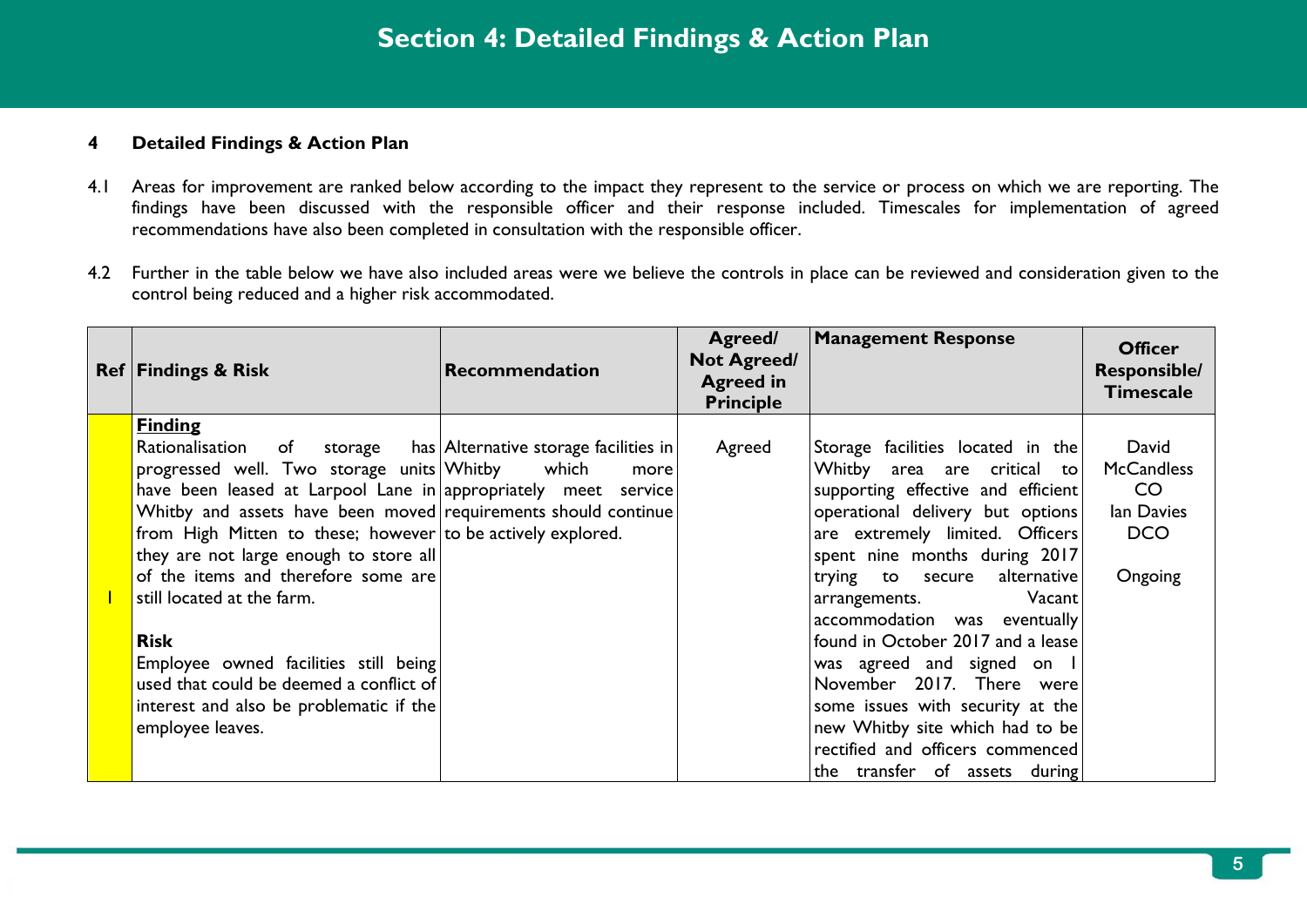# Section 4: Detailed Findings & Action Plan

**4 Detailed Findings & Action Plan**

4.1 Areas for improvement are ranked below according to the impact they represent to the service or process on which we are reporting. The findings have been discussed with the responsible officer and their response included. Timescales for implementation of agreed recommendations have also been completed in consultation with the responsible officer.

4.2 Further in the table below we have also included areas were we believe the controls in place can be reviewed and consideration given to the control being reduced and a higher risk accommodated.

| Ref | Findings & Risk | Recommendation | Agreed/ Not Agreed/ Agreed in Principle | Management Response | Officer Responsible/ Timescale |
|---|---|---|---|---|---|
| 1 | **Finding** Rationalisation of storage has progressed well. Two storage units have been leased at Larpool Lane in Whitby and assets have been moved from High Mitten to these; however they are not large enough to store all of the items and therefore some are still located at the farm. **Risk** Employee owned facilities still being used that could be deemed a conflict of interest and also be problematic if the employee leaves. | Alternative storage facilities in Whitby which more appropriately meet service requirements should continue to be actively explored. | Agreed | Storage facilities located in the Whitby area are critical to supporting effective and efficient operational delivery but options are extremely limited. Officers spent nine months during 2017 trying to secure alternative arrangements. Vacant accommodation was eventually found in October 2017 and a lease was agreed and signed on 1 November 2017. There were some issues with security at the new Whitby site which had to be rectified and officers commenced the transfer of assets during | David McCandless CO Ian Davies DCO Ongoing |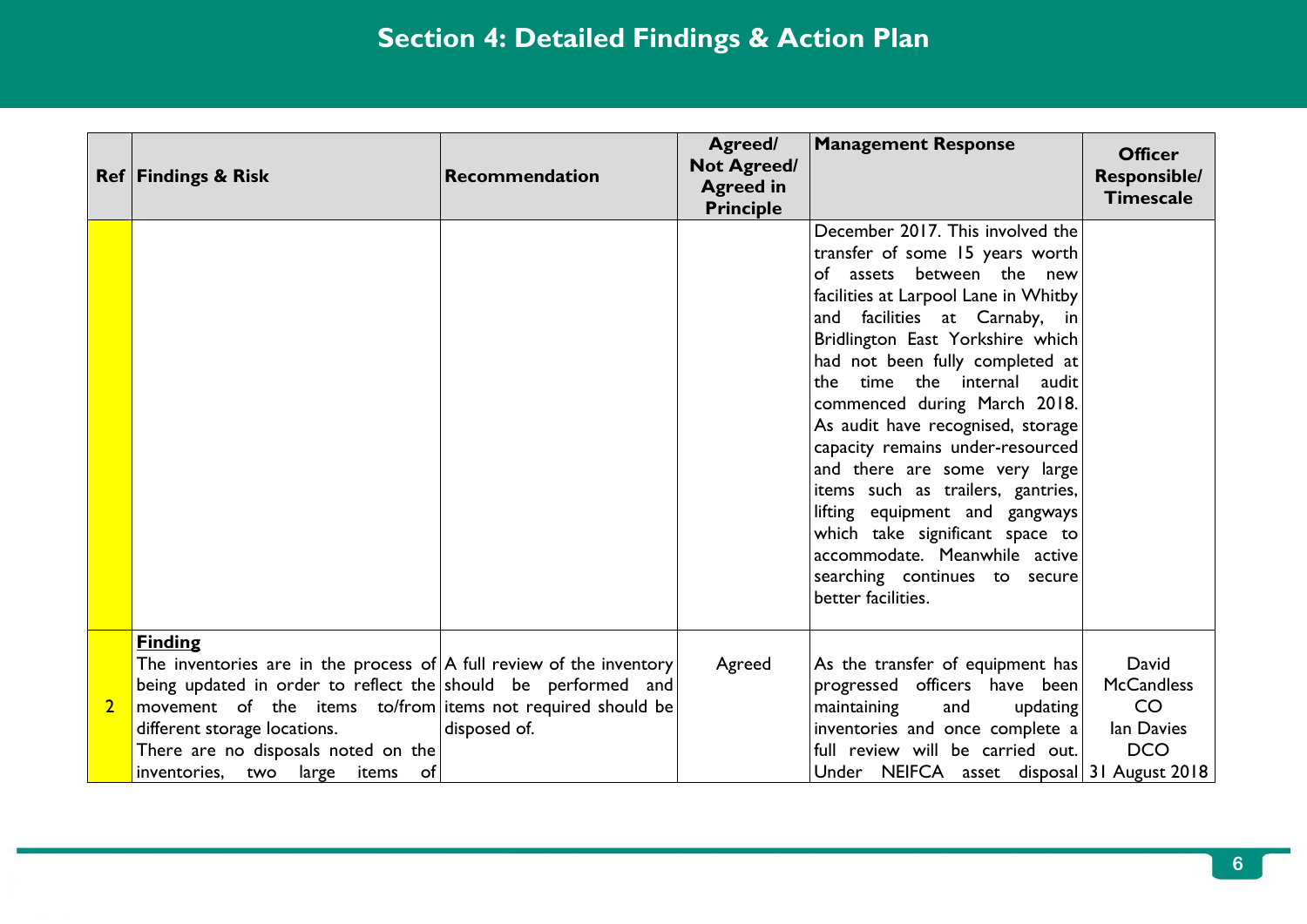## Section 4: Detailed Findings & Action Plan

| Ref | Findings & Risk | Recommendation | Agreed/ Not Agreed/ Agreed in Principle | Management Response | Officer Responsible/ Timescale |
|---|---|---|---|---|---|
| | | | | December 2017. This involved the transfer of some 15 years worth of assets between the new facilities at Larpool Lane in Whitby and facilities at Carnaby, in Bridlington East Yorkshire which had not been fully completed at the time the internal audit commenced during March 2018. As audit have recognised, storage capacity remains under-resourced and there are some very large items such as trailers, gantries, lifting equipment and gangways which take significant space to accommodate. Meanwhile active searching continues to secure better facilities. | |
| 2 | **Finding**<br>The inventories are in the process of being updated in order to reflect the movement of the items to/from different storage locations.<br>There are no disposals noted on the inventories, two large items of | A full review of the inventory should be performed and items not required should be disposed of. | Agreed | As the transfer of equipment has progressed officers have been maintaining and updating inventories and once complete a full review will be carried out. Under NEIFCA asset disposal | David McCandless CO<br>Ian Davies DCO<br>31 August 2018 |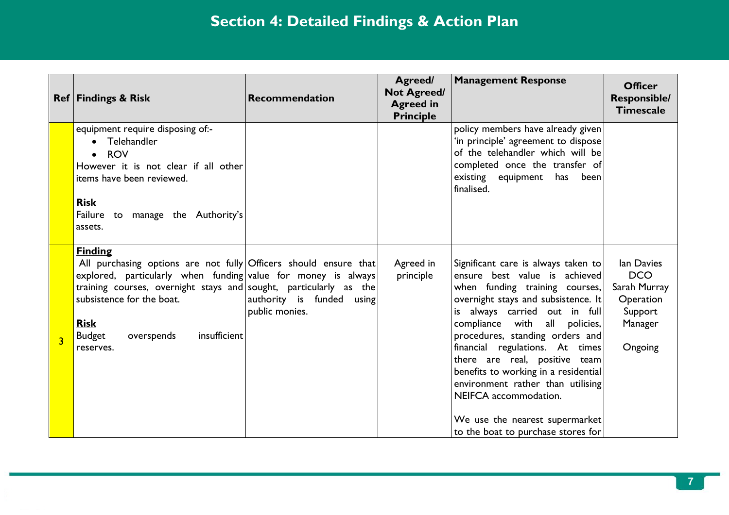## Section 4: Detailed Findings & Action Plan

| Ref | Findings & Risk | Recommendation | Agreed/ Not Agreed/ Agreed in Principle | Management Response | Officer Responsible/ Timescale |
|---|---|---|---|---|---|
| | equipment require disposing of:- <br>• Telehandler <br>• ROV <br>However it is not clear if all other items have been reviewed.<br><br>**Risk**<br>Failure to manage the Authority's assets. | | | policy members have already given 'in principle' agreement to dispose of the telehandler which will be completed once the transfer of existing equipment has been finalised. | |
| 3 | **Finding**<br>All purchasing options are not fully explored, particularly when funding training courses, overnight stays and subsistence for the boat.<br><br>**Risk**<br>Budget overspends insufficient reserves. | Officers should ensure that value for money is always sought, particularly as the authority is funded using public monies. | Agreed in principle | Significant care is always taken to ensure best value is achieved when funding training courses, overnight stays and subsistence. It is always carried out in full compliance with all policies, procedures, standing orders and financial regulations. At times there are real, positive team benefits to working in a residential environment rather than utilising NEIFCA accommodation.<br><br>We use the nearest supermarket to the boat to purchase stores for | Ian Davies DCO<br>Sarah Murray Operation Support Manager<br><br>Ongoing |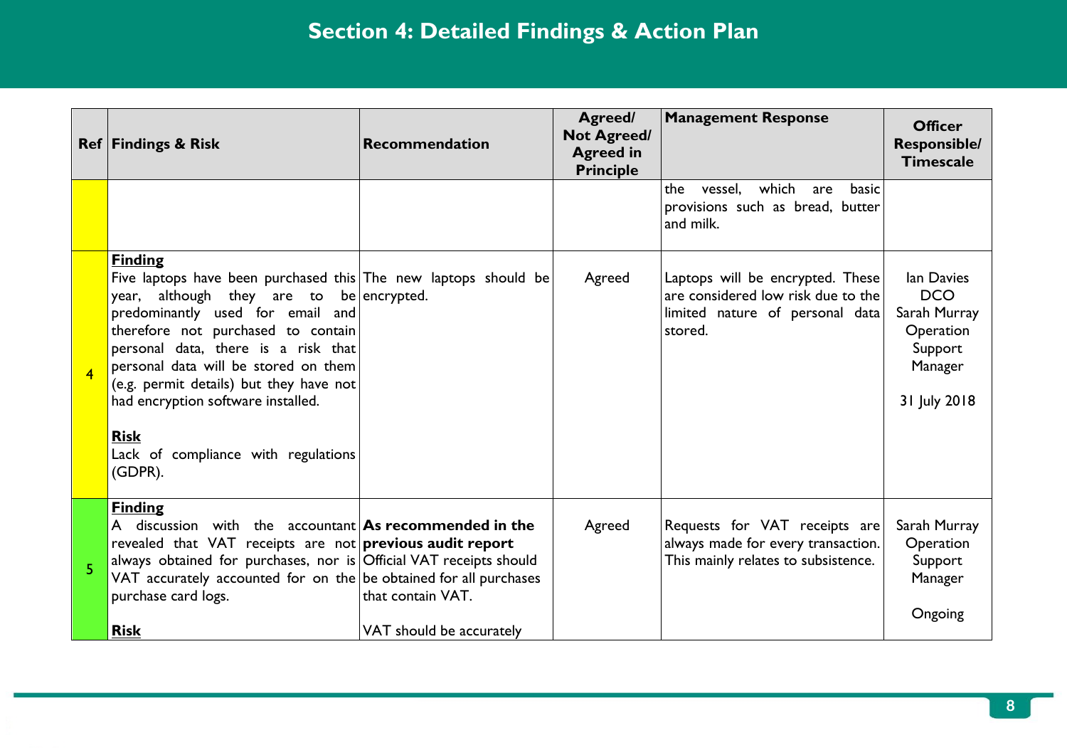## Section 4: Detailed Findings & Action Plan

| Ref | Findings & Risk | Recommendation | Agreed/ Not Agreed/ Agreed in Principle | Management Response | Officer Responsible/ Timescale |
|---|---|---|---|---|---|
| | | | | the vessel, which are basic provisions such as bread, butter and milk. | |
| 4 | **Finding** Five laptops have been purchased this year, although they are to be predominantly used for email and therefore not purchased to contain personal data, there is a risk that personal data will be stored on them (e.g. permit details) but they have not had encryption software installed. **Risk** Lack of compliance with regulations (GDPR). | The new laptops should be encrypted. | Agreed | Laptops will be encrypted. These are considered low risk due to the limited nature of personal data stored. | Ian Davies DCO Sarah Murray Operation Support Manager 31 July 2018 |
| 5 | **Finding** A discussion with the accountant revealed that VAT receipts are not always obtained for purchases, nor is VAT accurately accounted for on the purchase card logs. **Risk** | **As recommended in the previous audit report** Official VAT receipts should be obtained for all purchases that contain VAT. VAT should be accurately | Agreed | Requests for VAT receipts are always made for every transaction. This mainly relates to subsistence. | Sarah Murray Operation Support Manager Ongoing |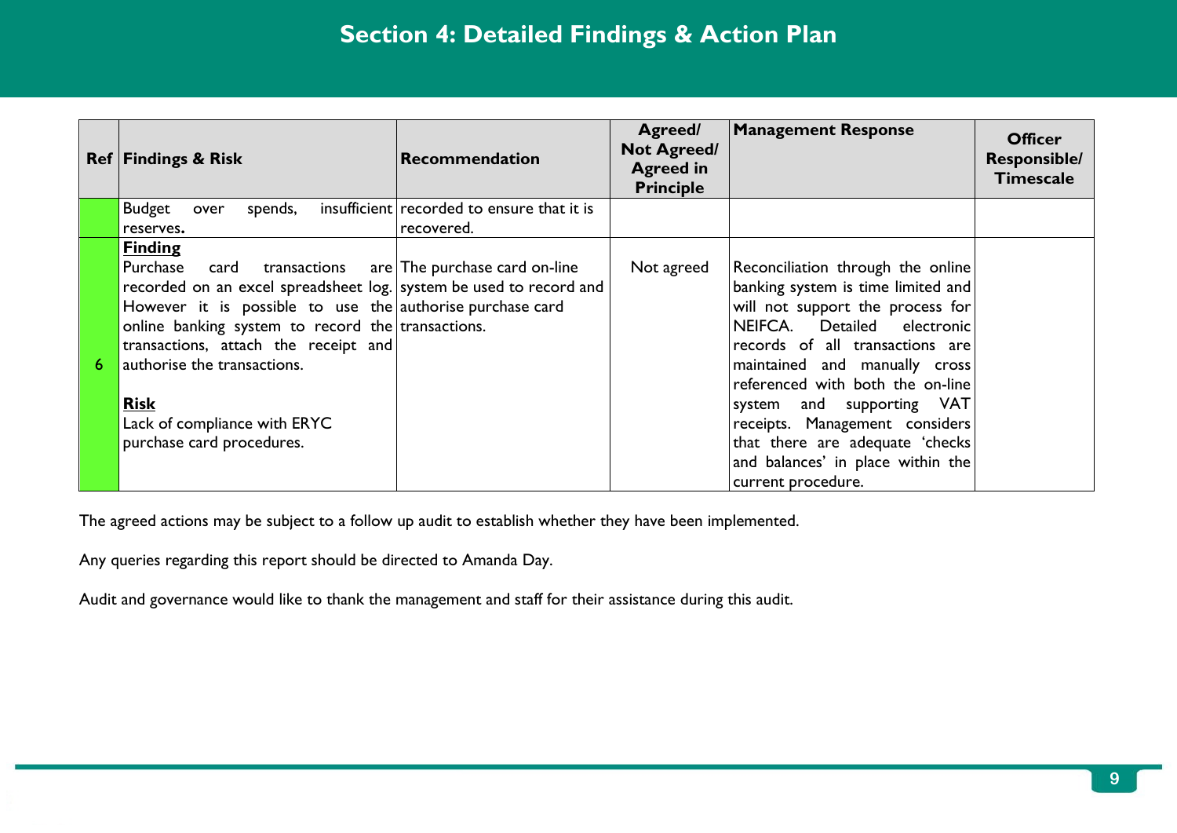## Section 4: Detailed Findings & Action Plan

| Ref | Findings & Risk | Recommendation | Agreed/ Not Agreed/ Agreed in Principle | Management Response | Officer Responsible/ Timescale |
|---|---|---|---|---|---|
| | Budget over spends, insufficient reserves. | recorded to ensure that it is recovered. | | | |
| 6 | **Finding**<br>Purchase card transactions are recorded on an excel spreadsheet log. However it is possible to use the online banking system to record the transactions, attach the receipt and authorise the transactions.<br><br>**Risk**<br>Lack of compliance with ERYC purchase card procedures. | The purchase card on-line system be used to record and authorise purchase card transactions. | Not agreed | Reconciliation through the online banking system is time limited and will not support the process for NEIFCA. Detailed electronic records of all transactions are maintained and manually cross referenced with both the on-line system and supporting VAT receipts. Management considers that there are adequate 'checks and balances' in place within the current procedure. | |

The agreed actions may be subject to a follow up audit to establish whether they have been implemented.

Any queries regarding this report should be directed to Amanda Day.

Audit and governance would like to thank the management and staff for their assistance during this audit.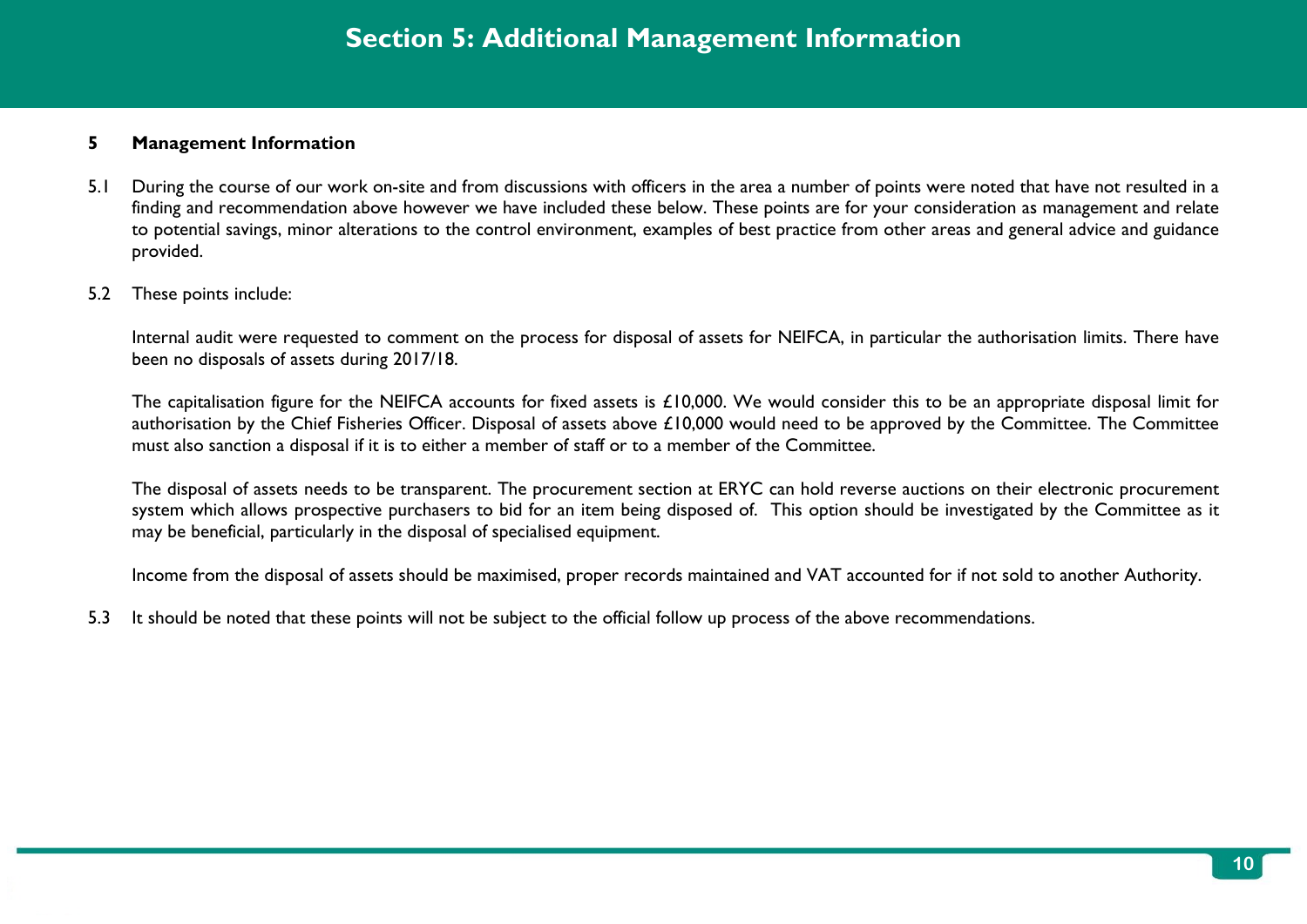# Section 5: Additional Management Information

**5 Management Information**

5.1 During the course of our work on-site and from discussions with officers in the area a number of points were noted that have not resulted in a finding and recommendation above however we have included these below. These points are for your consideration as management and relate to potential savings, minor alterations to the control environment, examples of best practice from other areas and general advice and guidance provided.

5.2 These points include:

Internal audit were requested to comment on the process for disposal of assets for NEIFCA, in particular the authorisation limits. There have been no disposals of assets during 2017/18.

The capitalisation figure for the NEIFCA accounts for fixed assets is £10,000. We would consider this to be an appropriate disposal limit for authorisation by the Chief Fisheries Officer. Disposal of assets above £10,000 would need to be approved by the Committee. The Committee must also sanction a disposal if it is to either a member of staff or to a member of the Committee.

The disposal of assets needs to be transparent. The procurement section at ERYC can hold reverse auctions on their electronic procurement system which allows prospective purchasers to bid for an item being disposed of. This option should be investigated by the Committee as it may be beneficial, particularly in the disposal of specialised equipment.

Income from the disposal of assets should be maximised, proper records maintained and VAT accounted for if not sold to another Authority.

5.3 It should be noted that these points will not be subject to the official follow up process of the above recommendations.